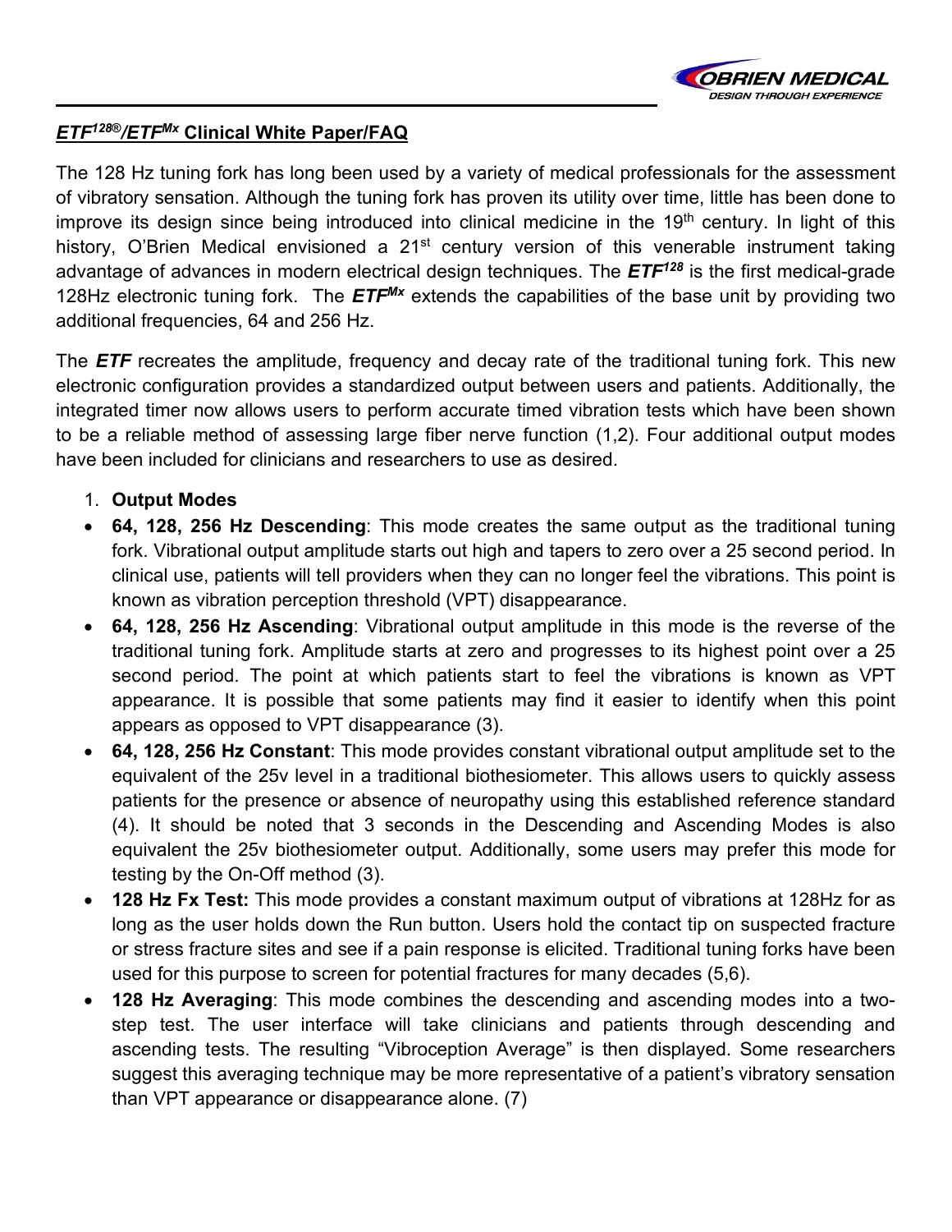## ***ETF***[128®]/***ETF***[Mx] Clinical White Paper/FAQ

The 128 Hz tuning fork has long been used by a variety of medical professionals for the assessment of vibratory sensation. Although the tuning fork has proven its utility over time, little has been done to improve its design since being introduced into clinical medicine in the 19th century. In light of this history, O'Brien Medical envisioned a 21st century version of this venerable instrument taking advantage of advances in modern electrical design techniques. The ***ETF***[128] is the first medical-grade 128Hz electronic tuning fork. The ***ETF***[Mx] extends the capabilities of the base unit by providing two additional frequencies, 64 and 256 Hz.

The ***ETF*** recreates the amplitude, frequency and decay rate of the traditional tuning fork. This new electronic configuration provides a standardized output between users and patients. Additionally, the integrated timer now allows users to perform accurate timed vibration tests which have been shown to be a reliable method of assessing large fiber nerve function (1,2). Four additional output modes have been included for clinicians and researchers to use as desired.

1. **Output Modes**

- **64, 128, 256 Hz Descending**: This mode creates the same output as the traditional tuning fork. Vibrational output amplitude starts out high and tapers to zero over a 25 second period. In clinical use, patients will tell providers when they can no longer feel the vibrations. This point is known as vibration perception threshold (VPT) disappearance.
- **64, 128, 256 Hz Ascending**: Vibrational output amplitude in this mode is the reverse of the traditional tuning fork. Amplitude starts at zero and progresses to its highest point over a 25 second period. The point at which patients start to feel the vibrations is known as VPT appearance. It is possible that some patients may find it easier to identify when this point appears as opposed to VPT disappearance (3).
- **64, 128, 256 Hz Constant**: This mode provides constant vibrational output amplitude set to the equivalent of the 25v level in a traditional biothesiometer. This allows users to quickly assess patients for the presence or absence of neuropathy using this established reference standard (4). It should be noted that 3 seconds in the Descending and Ascending Modes is also equivalent the 25v biothesiometer output. Additionally, some users may prefer this mode for testing by the On-Off method (3).
- **128 Hz Fx Test:** This mode provides a constant maximum output of vibrations at 128Hz for as long as the user holds down the Run button. Users hold the contact tip on suspected fracture or stress fracture sites and see if a pain response is elicited. Traditional tuning forks have been used for this purpose to screen for potential fractures for many decades (5,6).
- **128 Hz Averaging**: This mode combines the descending and ascending modes into a two-step test. The user interface will take clinicians and patients through descending and ascending tests. The resulting "Vibroception Average" is then displayed. Some researchers suggest this averaging technique may be more representative of a patient's vibratory sensation than VPT appearance or disappearance alone. (7)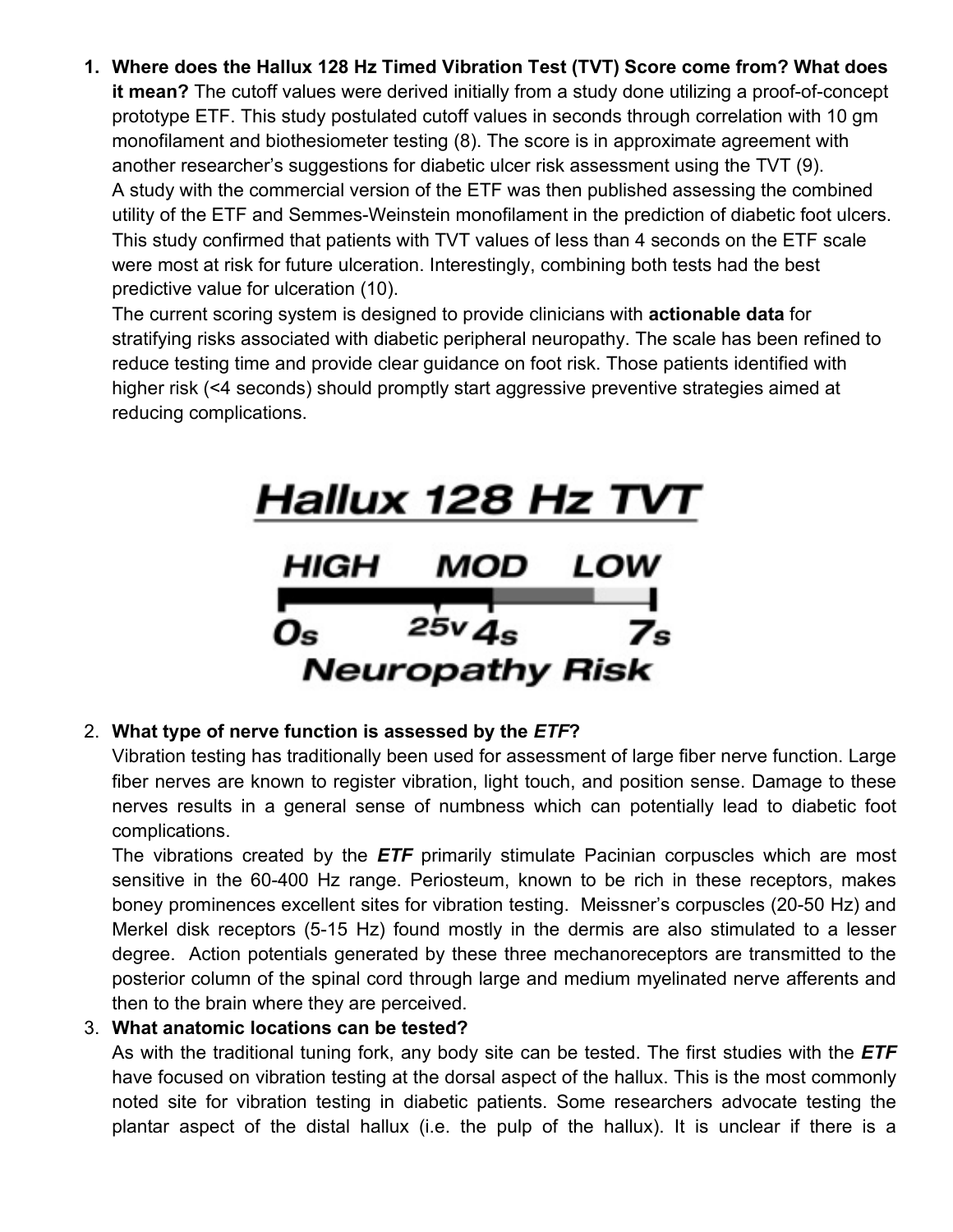1. **Where does the Hallux 128 Hz Timed Vibration Test (TVT) Score come from? What does it mean?** The cutoff values were derived initially from a study done utilizing a proof-of-concept prototype ETF. This study postulated cutoff values in seconds through correlation with 10 gm monofilament and biothesiometer testing (8). The score is in approximate agreement with another researcher's suggestions for diabetic ulcer risk assessment using the TVT (9).

   A study with the commercial version of the ETF was then published assessing the combined utility of the ETF and Semmes-Weinstein monofilament in the prediction of diabetic foot ulcers. This study confirmed that patients with TVT values of less than 4 seconds on the ETF scale were most at risk for future ulceration. Interestingly, combining both tests had the best predictive value for ulceration (10).

   The current scoring system is designed to provide clinicians with **actionable data** for stratifying risks associated with diabetic peripheral neuropathy. The scale has been refined to reduce testing time and provide clear guidance on foot risk. Those patients identified with higher risk (<4 seconds) should promptly start aggressive preventive strategies aimed at reducing complications.

   **Hallux 128 Hz TVT**

   HIGH — MOD — LOW

   0s — 25v 4s — 7s

   **Neuropathy Risk**

2. **What type of nerve function is assessed by the *ETF*?**

   Vibration testing has traditionally been used for assessment of large fiber nerve function. Large fiber nerves are known to register vibration, light touch, and position sense. Damage to these nerves results in a general sense of numbness which can potentially lead to diabetic foot complications.

   The vibrations created by the ***ETF*** primarily stimulate Pacinian corpuscles which are most sensitive in the 60-400 Hz range. Periosteum, known to be rich in these receptors, makes boney prominences excellent sites for vibration testing. Meissner's corpuscles (20-50 Hz) and Merkel disk receptors (5-15 Hz) found mostly in the dermis are also stimulated to a lesser degree. Action potentials generated by these three mechanoreceptors are transmitted to the posterior column of the spinal cord through large and medium myelinated nerve afferents and then to the brain where they are perceived.

3. **What anatomic locations can be tested?**

   As with the traditional tuning fork, any body site can be tested. The first studies with the ***ETF*** have focused on vibration testing at the dorsal aspect of the hallux. This is the most commonly noted site for vibration testing in diabetic patients. Some researchers advocate testing the plantar aspect of the distal hallux (i.e. the pulp of the hallux). It is unclear if there is a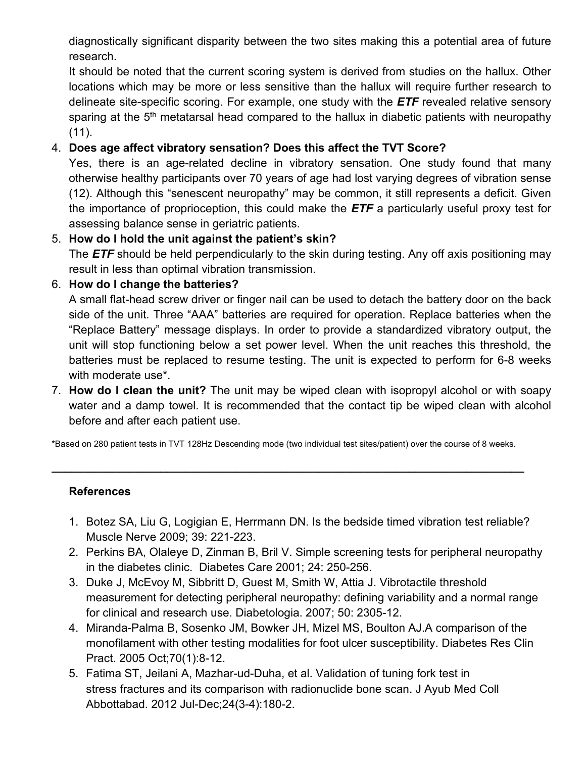diagnostically significant disparity between the two sites making this a potential area of future research.

It should be noted that the current scoring system is derived from studies on the hallux. Other locations which may be more or less sensitive than the hallux will require further research to delineate site-specific scoring. For example, one study with the ***ETF*** revealed relative sensory sparing at the 5th metatarsal head compared to the hallux in diabetic patients with neuropathy (11).

4. **Does age affect vibratory sensation? Does this affect the TVT Score?**
   Yes, there is an age-related decline in vibratory sensation. One study found that many otherwise healthy participants over 70 years of age had lost varying degrees of vibration sense (12). Although this "senescent neuropathy" may be common, it still represents a deficit. Given the importance of proprioception, this could make the ***ETF*** a particularly useful proxy test for assessing balance sense in geriatric patients.
5. **How do I hold the unit against the patient's skin?**
   The ***ETF*** should be held perpendicularly to the skin during testing. Any off axis positioning may result in less than optimal vibration transmission.
6. **How do I change the batteries?**
   A small flat-head screw driver or finger nail can be used to detach the battery door on the back side of the unit. Three "AAA" batteries are required for operation. Replace batteries when the "Replace Battery" message displays. In order to provide a standardized vibratory output, the unit will stop functioning below a set power level. When the unit reaches this threshold, the batteries must be replaced to resume testing. The unit is expected to perform for 6-8 weeks with moderate use*.
7. **How do I clean the unit?** The unit may be wiped clean with isopropyl alcohol or with soapy water and a damp towel. It is recommended that the contact tip be wiped clean with alcohol before and after each patient use.

***Based on 280 patient tests in TVT 128Hz Descending mode (two individual test sites/patient) over the course of 8 weeks.

---

### References

1. Botez SA, Liu G, Logigian E, Herrmann DN. Is the bedside timed vibration test reliable? Muscle Nerve 2009; 39: 221-223.
2. Perkins BA, Olaleye D, Zinman B, Bril V. Simple screening tests for peripheral neuropathy in the diabetes clinic. Diabetes Care 2001; 24: 250-256.
3. Duke J, McEvoy M, Sibbritt D, Guest M, Smith W, Attia J. Vibrotactile threshold measurement for detecting peripheral neuropathy: defining variability and a normal range for clinical and research use. Diabetologia. 2007; 50: 2305-12.
4. Miranda-Palma B, Sosenko JM, Bowker JH, Mizel MS, Boulton AJ.A comparison of the monofilament with other testing modalities for foot ulcer susceptibility. Diabetes Res Clin Pract. 2005 Oct;70(1):8-12.
5. Fatima ST, Jeilani A, Mazhar-ud-Duha, et al. Validation of tuning fork test in stress fractures and its comparison with radionuclide bone scan. J Ayub Med Coll Abbottabad. 2012 Jul-Dec;24(3-4):180-2.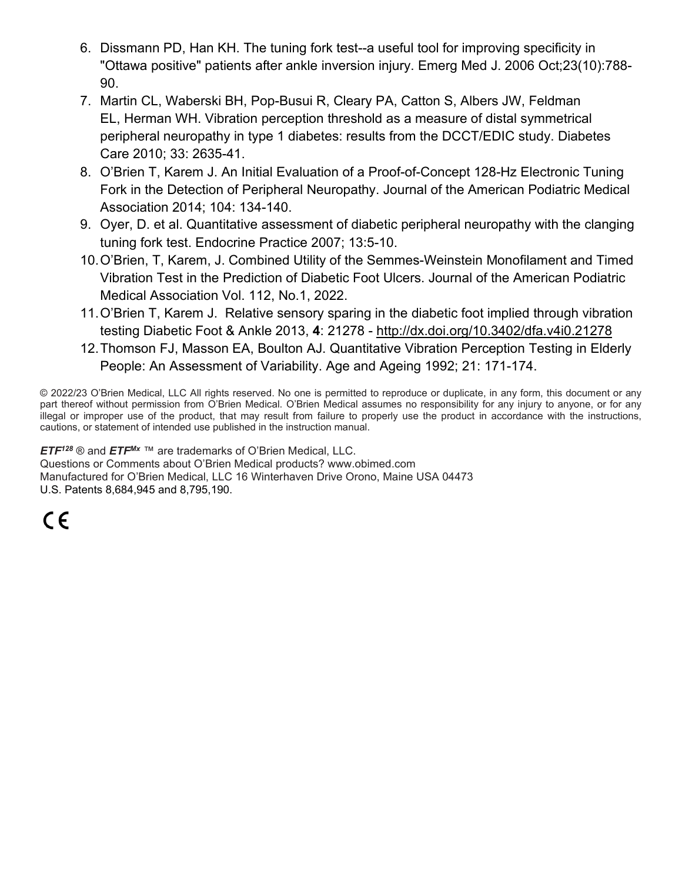6. Dissmann PD, Han KH. The tuning fork test--a useful tool for improving specificity in "Ottawa positive" patients after ankle inversion injury. Emerg Med J. 2006 Oct;23(10):788-90.
7. Martin CL, Waberski BH, Pop-Busui R, Cleary PA, Catton S, Albers JW, Feldman EL, Herman WH. Vibration perception threshold as a measure of distal symmetrical peripheral neuropathy in type 1 diabetes: results from the DCCT/EDIC study. Diabetes Care 2010; 33: 2635-41.
8. O'Brien T, Karem J. An Initial Evaluation of a Proof-of-Concept 128-Hz Electronic Tuning Fork in the Detection of Peripheral Neuropathy. Journal of the American Podiatric Medical Association 2014; 104: 134-140.
9. Oyer, D. et al. Quantitative assessment of diabetic peripheral neuropathy with the clanging tuning fork test. Endocrine Practice 2007; 13:5-10.
10. O'Brien, T, Karem, J. Combined Utility of the Semmes-Weinstein Monofilament and Timed Vibration Test in the Prediction of Diabetic Foot Ulcers. Journal of the American Podiatric Medical Association Vol. 112, No.1, 2022.
11. O'Brien T, Karem J. Relative sensory sparing in the diabetic foot implied through vibration testing Diabetic Foot & Ankle 2013, **4**: 21278 - http://dx.doi.org/10.3402/dfa.v4i0.21278
12. Thomson FJ, Masson EA, Boulton AJ. Quantitative Vibration Perception Testing in Elderly People: An Assessment of Variability. Age and Ageing 1992; 21: 171-174.

© 2022/23 O'Brien Medical, LLC All rights reserved. No one is permitted to reproduce or duplicate, in any form, this document or any part thereof without permission from O'Brien Medical. O'Brien Medical assumes no responsibility for any injury to anyone, or for any illegal or improper use of the product, that may result from failure to properly use the product in accordance with the instructions, cautions, or statement of intended use published in the instruction manual.

***ETF[128]*** ® and ***ETF[Mx]*** ™ are trademarks of O'Brien Medical, LLC.
Questions or Comments about O'Brien Medical products? www.obimed.com
Manufactured for O'Brien Medical, LLC 16 Winterhaven Drive Orono, Maine USA 04473
U.S. Patents 8,684,945 and 8,795,190.

CE